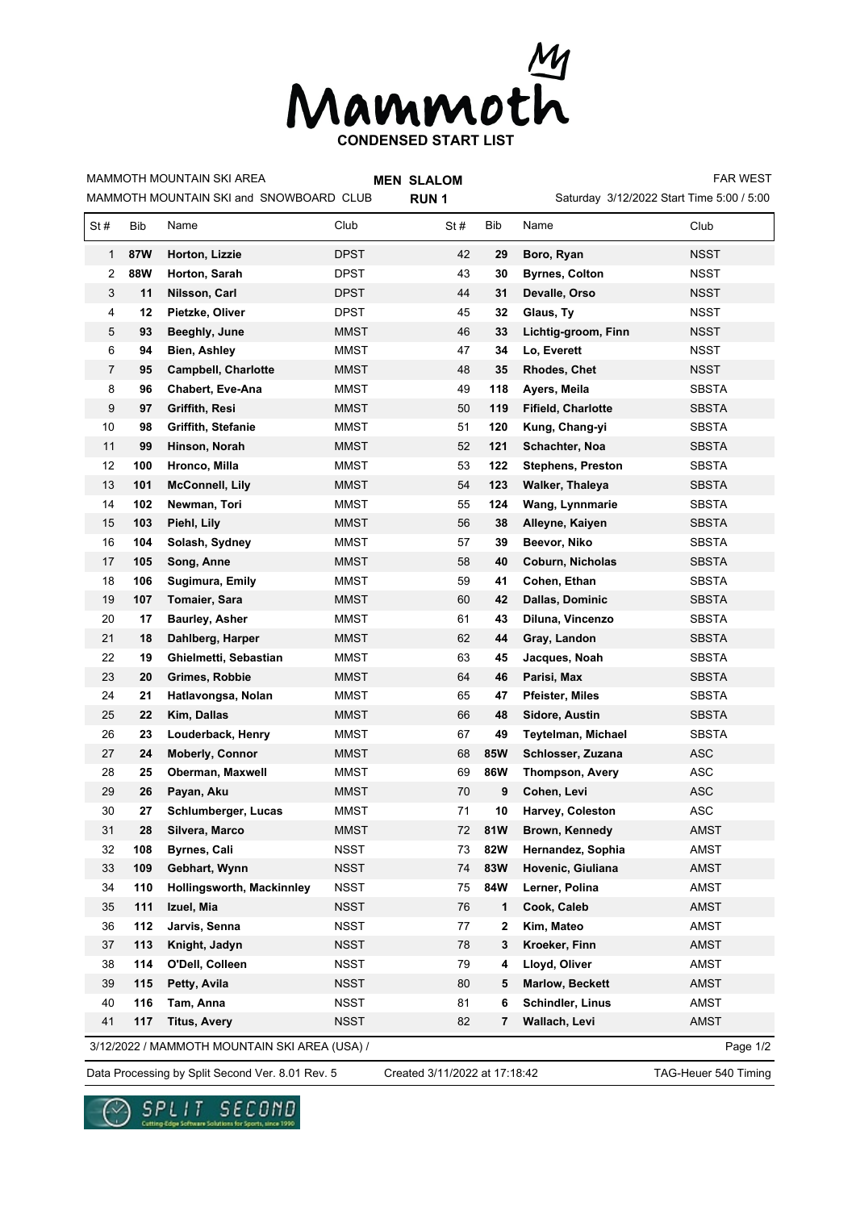# Mammoth

## CONDENSED START LIST

MAMMOTH MOUNTAIN SKI AREA — **MEN SLALOM** — FAR WEST

MAMMOTH MOUNTAIN SKI and SNOWBOARD CLUB — **RUN 1** — Saturday 3/12/2022 Start Time 5:00 / 5:00

| St # | Bib | Name | Club | St # | Bib | Name | Club |
|---|---|---|---|---|---|---|---|
| 1 | **87W** | **Horton, Lizzie** | DPST | 42 | **29** | **Boro, Ryan** | NSST |
| 2 | **88W** | **Horton, Sarah** | DPST | 43 | **30** | **Byrnes, Colton** | NSST |
| 3 | **11** | **Nilsson, Carl** | DPST | 44 | **31** | **Devalle, Orso** | NSST |
| 4 | **12** | **Pietzke, Oliver** | DPST | 45 | **32** | **Glaus, Ty** | NSST |
| 5 | **93** | **Beeghly, June** | MMST | 46 | **33** | **Lichtig-groom, Finn** | NSST |
| 6 | **94** | **Bien, Ashley** | MMST | 47 | **34** | **Lo, Everett** | NSST |
| 7 | **95** | **Campbell, Charlotte** | MMST | 48 | **35** | **Rhodes, Chet** | NSST |
| 8 | **96** | **Chabert, Eve-Ana** | MMST | 49 | **118** | **Ayers, Meila** | SBSTA |
| 9 | **97** | **Griffith, Resi** | MMST | 50 | **119** | **Fifield, Charlotte** | SBSTA |
| 10 | **98** | **Griffith, Stefanie** | MMST | 51 | **120** | **Kung, Chang-yi** | SBSTA |
| 11 | **99** | **Hinson, Norah** | MMST | 52 | **121** | **Schachter, Noa** | SBSTA |
| 12 | **100** | **Hronco, Milla** | MMST | 53 | **122** | **Stephens, Preston** | SBSTA |
| 13 | **101** | **McConnell, Lily** | MMST | 54 | **123** | **Walker, Thaleya** | SBSTA |
| 14 | **102** | **Newman, Tori** | MMST | 55 | **124** | **Wang, Lynnmarie** | SBSTA |
| 15 | **103** | **Piehl, Lily** | MMST | 56 | **38** | **Alleyne, Kaiyen** | SBSTA |
| 16 | **104** | **Solash, Sydney** | MMST | 57 | **39** | **Beevor, Niko** | SBSTA |
| 17 | **105** | **Song, Anne** | MMST | 58 | **40** | **Coburn, Nicholas** | SBSTA |
| 18 | **106** | **Sugimura, Emily** | MMST | 59 | **41** | **Cohen, Ethan** | SBSTA |
| 19 | **107** | **Tomaier, Sara** | MMST | 60 | **42** | **Dallas, Dominic** | SBSTA |
| 20 | **17** | **Baurley, Asher** | MMST | 61 | **43** | **Diluna, Vincenzo** | SBSTA |
| 21 | **18** | **Dahlberg, Harper** | MMST | 62 | **44** | **Gray, Landon** | SBSTA |
| 22 | **19** | **Ghielmetti, Sebastian** | MMST | 63 | **45** | **Jacques, Noah** | SBSTA |
| 23 | **20** | **Grimes, Robbie** | MMST | 64 | **46** | **Parisi, Max** | SBSTA |
| 24 | **21** | **Hatlavongsa, Nolan** | MMST | 65 | **47** | **Pfeister, Miles** | SBSTA |
| 25 | **22** | **Kim, Dallas** | MMST | 66 | **48** | **Sidore, Austin** | SBSTA |
| 26 | **23** | **Louderback, Henry** | MMST | 67 | **49** | **Teytelman, Michael** | SBSTA |
| 27 | **24** | **Moberly, Connor** | MMST | 68 | **85W** | **Schlosser, Zuzana** | ASC |
| 28 | **25** | **Oberman, Maxwell** | MMST | 69 | **86W** | **Thompson, Avery** | ASC |
| 29 | **26** | **Payan, Aku** | MMST | 70 | **9** | **Cohen, Levi** | ASC |
| 30 | **27** | **Schlumberger, Lucas** | MMST | 71 | **10** | **Harvey, Coleston** | ASC |
| 31 | **28** | **Silvera, Marco** | MMST | 72 | **81W** | **Brown, Kennedy** | AMST |
| 32 | **108** | **Byrnes, Cali** | NSST | 73 | **82W** | **Hernandez, Sophia** | AMST |
| 33 | **109** | **Gebhart, Wynn** | NSST | 74 | **83W** | **Hovenic, Giuliana** | AMST |
| 34 | **110** | **Hollingsworth, Mackinnley** | NSST | 75 | **84W** | **Lerner, Polina** | AMST |
| 35 | **111** | **Izuel, Mia** | NSST | 76 | **1** | **Cook, Caleb** | AMST |
| 36 | **112** | **Jarvis, Senna** | NSST | 77 | **2** | **Kim, Mateo** | AMST |
| 37 | **113** | **Knight, Jadyn** | NSST | 78 | **3** | **Kroeker, Finn** | AMST |
| 38 | **114** | **O'Dell, Colleen** | NSST | 79 | **4** | **Lloyd, Oliver** | AMST |
| 39 | **115** | **Petty, Avila** | NSST | 80 | **5** | **Marlow, Beckett** | AMST |
| 40 | **116** | **Tam, Anna** | NSST | 81 | **6** | **Schindler, Linus** | AMST |
| 41 | **117** | **Titus, Avery** | NSST | 82 | **7** | **Wallach, Levi** | AMST |

3/12/2022 / MAMMOTH MOUNTAIN SKI AREA (USA) /

Data Processing by Split Second Ver. 8.01 Rev. 5 — Created 3/11/2022 at 17:18:42 — TAG-Heuer 540 Timing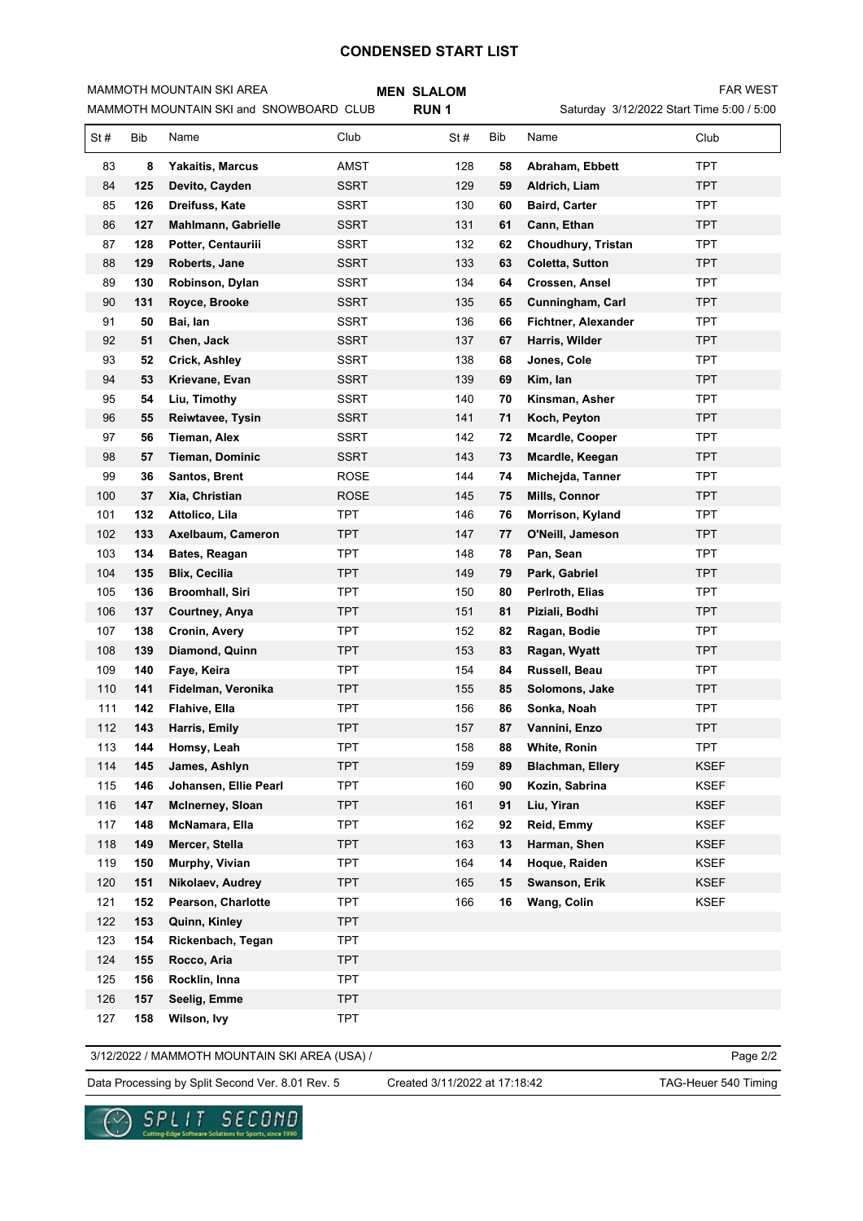# CONDENSED START LIST

MAMMOTH MOUNTAIN SKI AREA
MAMMOTH MOUNTAIN SKI and SNOWBOARD CLUB

**MEN SLALOM**
**RUN 1**

FAR WEST
Saturday 3/12/2022 Start Time 5:00 / 5:00

| St # | Bib | Name | Club | St # | Bib | Name | Club |
|---|---|---|---|---|---|---|---|
| 83 | **8** | **Yakaitis, Marcus** | AMST | 128 | **58** | **Abraham, Ebbett** | TPT |
| 84 | **125** | **Devito, Cayden** | SSRT | 129 | **59** | **Aldrich, Liam** | TPT |
| 85 | **126** | **Dreifuss, Kate** | SSRT | 130 | **60** | **Baird, Carter** | TPT |
| 86 | **127** | **Mahlmann, Gabrielle** | SSRT | 131 | **61** | **Cann, Ethan** | TPT |
| 87 | **128** | **Potter, Centauriii** | SSRT | 132 | **62** | **Choudhury, Tristan** | TPT |
| 88 | **129** | **Roberts, Jane** | SSRT | 133 | **63** | **Coletta, Sutton** | TPT |
| 89 | **130** | **Robinson, Dylan** | SSRT | 134 | **64** | **Crossen, Ansel** | TPT |
| 90 | **131** | **Royce, Brooke** | SSRT | 135 | **65** | **Cunningham, Carl** | TPT |
| 91 | **50** | **Bai, Ian** | SSRT | 136 | **66** | **Fichtner, Alexander** | TPT |
| 92 | **51** | **Chen, Jack** | SSRT | 137 | **67** | **Harris, Wilder** | TPT |
| 93 | **52** | **Crick, Ashley** | SSRT | 138 | **68** | **Jones, Cole** | TPT |
| 94 | **53** | **Krievane, Evan** | SSRT | 139 | **69** | **Kim, Ian** | TPT |
| 95 | **54** | **Liu, Timothy** | SSRT | 140 | **70** | **Kinsman, Asher** | TPT |
| 96 | **55** | **Reiwtavee, Tysin** | SSRT | 141 | **71** | **Koch, Peyton** | TPT |
| 97 | **56** | **Tieman, Alex** | SSRT | 142 | **72** | **Mcardle, Cooper** | TPT |
| 98 | **57** | **Tieman, Dominic** | SSRT | 143 | **73** | **Mcardle, Keegan** | TPT |
| 99 | **36** | **Santos, Brent** | ROSE | 144 | **74** | **Michejda, Tanner** | TPT |
| 100 | **37** | **Xia, Christian** | ROSE | 145 | **75** | **Mills, Connor** | TPT |
| 101 | **132** | **Attolico, Lila** | TPT | 146 | **76** | **Morrison, Kyland** | TPT |
| 102 | **133** | **Axelbaum, Cameron** | TPT | 147 | **77** | **O'Neill, Jameson** | TPT |
| 103 | **134** | **Bates, Reagan** | TPT | 148 | **78** | **Pan, Sean** | TPT |
| 104 | **135** | **Blix, Cecilia** | TPT | 149 | **79** | **Park, Gabriel** | TPT |
| 105 | **136** | **Broomhall, Siri** | TPT | 150 | **80** | **Perlroth, Elias** | TPT |
| 106 | **137** | **Courtney, Anya** | TPT | 151 | **81** | **Piziali, Bodhi** | TPT |
| 107 | **138** | **Cronin, Avery** | TPT | 152 | **82** | **Ragan, Bodie** | TPT |
| 108 | **139** | **Diamond, Quinn** | TPT | 153 | **83** | **Ragan, Wyatt** | TPT |
| 109 | **140** | **Faye, Keira** | TPT | 154 | **84** | **Russell, Beau** | TPT |
| 110 | **141** | **Fidelman, Veronika** | TPT | 155 | **85** | **Solomons, Jake** | TPT |
| 111 | **142** | **Flahive, Ella** | TPT | 156 | **86** | **Sonka, Noah** | TPT |
| 112 | **143** | **Harris, Emily** | TPT | 157 | **87** | **Vannini, Enzo** | TPT |
| 113 | **144** | **Homsy, Leah** | TPT | 158 | **88** | **White, Ronin** | TPT |
| 114 | **145** | **James, Ashlyn** | TPT | 159 | **89** | **Blachman, Ellery** | KSEF |
| 115 | **146** | **Johansen, Ellie Pearl** | TPT | 160 | **90** | **Kozin, Sabrina** | KSEF |
| 116 | **147** | **McInerney, Sloan** | TPT | 161 | **91** | **Liu, Yiran** | KSEF |
| 117 | **148** | **McNamara, Ella** | TPT | 162 | **92** | **Reid, Emmy** | KSEF |
| 118 | **149** | **Mercer, Stella** | TPT | 163 | **13** | **Harman, Shen** | KSEF |
| 119 | **150** | **Murphy, Vivian** | TPT | 164 | **14** | **Hoque, Raiden** | KSEF |
| 120 | **151** | **Nikolaev, Audrey** | TPT | 165 | **15** | **Swanson, Erik** | KSEF |
| 121 | **152** | **Pearson, Charlotte** | TPT | 166 | **16** | **Wang, Colin** | KSEF |
| 122 | **153** | **Quinn, Kinley** | TPT | | | | |
| 123 | **154** | **Rickenbach, Tegan** | TPT | | | | |
| 124 | **155** | **Rocco, Aria** | TPT | | | | |
| 125 | **156** | **Rocklin, Inna** | TPT | | | | |
| 126 | **157** | **Seelig, Emme** | TPT | | | | |
| 127 | **158** | **Wilson, Ivy** | TPT | | | | |

3/12/2022 / MAMMOTH MOUNTAIN SKI AREA (USA) /

Data Processing by Split Second Ver. 8.01 Rev. 5 — Created 3/11/2022 at 17:18:42 — TAG-Heuer 540 Timing